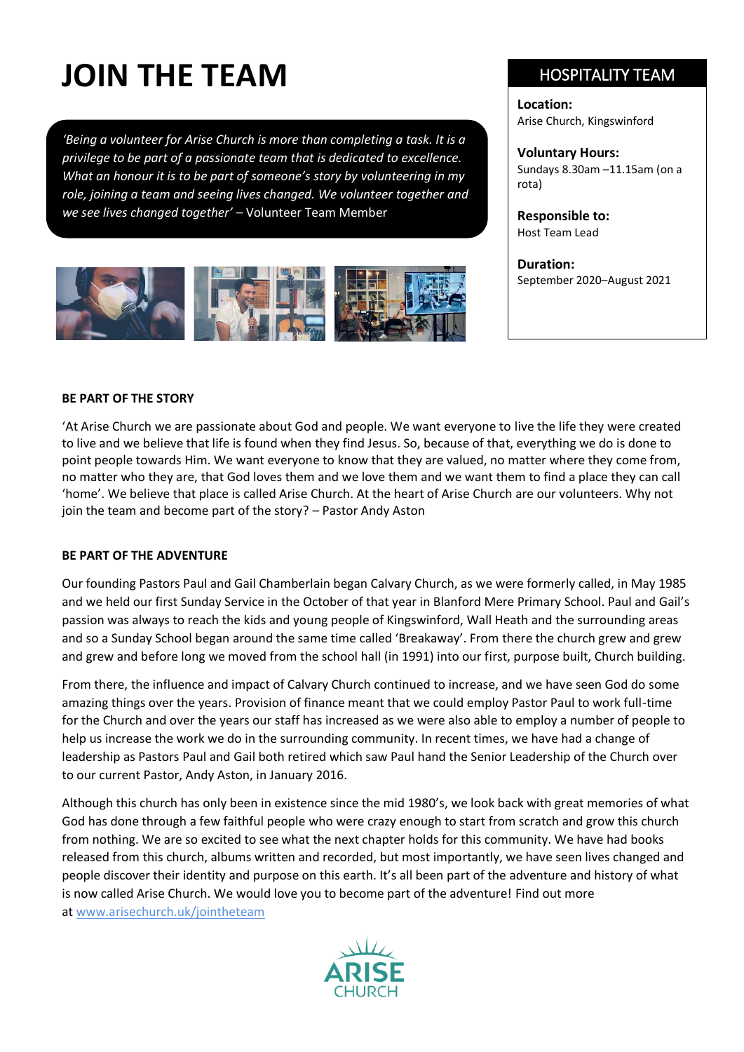# JOIN THE TEAM

*'Being a volunteer for Arise Church is more than completing a task. It is a privilege to be part of a passionate team that is dedicated to excellence. What an honour it is to be part of someone's story by volunteering in my role, joining a team and seeing lives changed. We volunteer together and we see lives changed together'* – Volunteer Team Member

## HOSPITALITY TEAM

**Location:**
Arise Church, Kingswinford

**Voluntary Hours:**
Sundays 8.30am –11.15am (on a rota)

**Responsible to:**
Host Team Lead

**Duration:**
September 2020–August 2021

**BE PART OF THE STORY**

'At Arise Church we are passionate about God and people. We want everyone to live the life they were created to live and we believe that life is found when they find Jesus. So, because of that, everything we do is done to point people towards Him. We want everyone to know that they are valued, no matter where they come from, no matter who they are, that God loves them and we love them and we want them to find a place they can call 'home'. We believe that place is called Arise Church. At the heart of Arise Church are our volunteers. Why not join the team and become part of the story? – Pastor Andy Aston

**BE PART OF THE ADVENTURE**

Our founding Pastors Paul and Gail Chamberlain began Calvary Church, as we were formerly called, in May 1985 and we held our first Sunday Service in the October of that year in Blanford Mere Primary School. Paul and Gail's passion was always to reach the kids and young people of Kingswinford, Wall Heath and the surrounding areas and so a Sunday School began around the same time called 'Breakaway'. From there the church grew and grew and grew and before long we moved from the school hall (in 1991) into our first, purpose built, Church building.

From there, the influence and impact of Calvary Church continued to increase, and we have seen God do some amazing things over the years. Provision of finance meant that we could employ Pastor Paul to work full-time for the Church and over the years our staff has increased as we were also able to employ a number of people to help us increase the work we do in the surrounding community. In recent times, we have had a change of leadership as Pastors Paul and Gail both retired which saw Paul hand the Senior Leadership of the Church over to our current Pastor, Andy Aston, in January 2016.

Although this church has only been in existence since the mid 1980's, we look back with great memories of what God has done through a few faithful people who were crazy enough to start from scratch and grow this church from nothing. We are so excited to see what the next chapter holds for this community. We have had books released from this church, albums written and recorded, but most importantly, we have seen lives changed and people discover their identity and purpose on this earth. It's all been part of the adventure and history of what is now called Arise Church. We would love you to become part of the adventure! Find out more at www.arisechurch.uk/jointheteam

ARISE CHURCH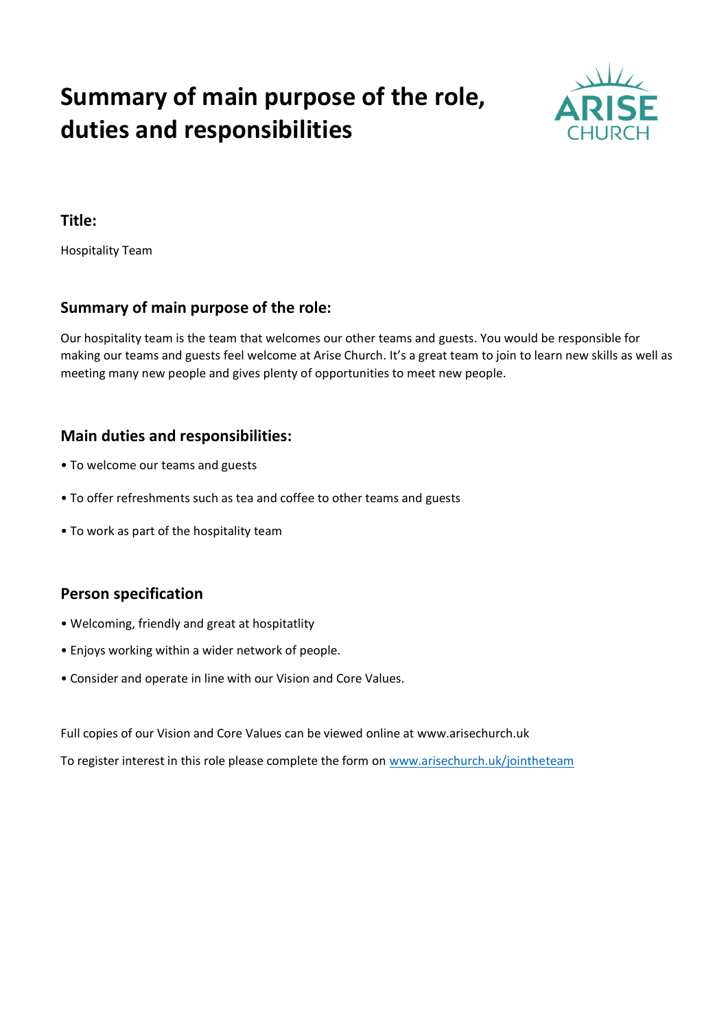# Summary of main purpose of the role, duties and responsibilities

ARISE CHURCH

## Title:

Hospitality Team

## Summary of main purpose of the role:

Our hospitality team is the team that welcomes our other teams and guests. You would be responsible for making our teams and guests feel welcome at Arise Church. It's a great team to join to learn new skills as well as meeting many new people and gives plenty of opportunities to meet new people.

## Main duties and responsibilities:

- To welcome our teams and guests
- To offer refreshments such as tea and coffee to other teams and guests
- To work as part of the hospitality team

## Person specification

- Welcoming, friendly and great at hospitatlity
- Enjoys working within a wider network of people.
- Consider and operate in line with our Vision and Core Values.

Full copies of our Vision and Core Values can be viewed online at www.arisechurch.uk

To register interest in this role please complete the form on [www.arisechurch.uk/jointheteam](www.arisechurch.uk/jointheteam)